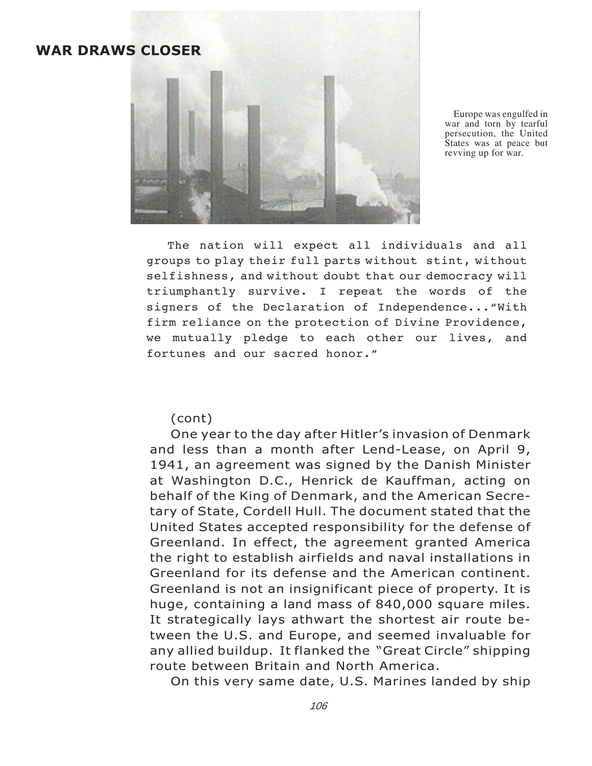## WAR DRAWS CLOSER

Europe was engulfed in war and torn by tearful persecution, the United States was at peace but revving up for war.

The nation will expect all individuals and all groups to play their full parts without stint, without selfishness, and without doubt that our democracy will triumphantly survive. I repeat the words of the signers of the Declaration of Independence..."With firm reliance on the protection of Divine Providence, we mutually pledge to each other our lives, and fortunes and our sacred honor."

(cont)

One year to the day after Hitler's invasion of Denmark and less than a month after Lend-Lease, on April 9, 1941, an agreement was signed by the Danish Minister at Washington D.C., Henrick de Kauffman, acting on behalf of the King of Denmark, and the American Secretary of State, Cordell Hull. The document stated that the United States accepted responsibility for the defense of Greenland. In effect, the agreement granted America the right to establish airfields and naval installations in Greenland for its defense and the American continent. Greenland is not an insignificant piece of property. It is huge, containing a land mass of 840,000 square miles. It strategically lays athwart the shortest air route between the U.S. and Europe, and seemed invaluable for any allied buildup. It flanked the "Great Circle" shipping route between Britain and North America.

On this very same date, U.S. Marines landed by ship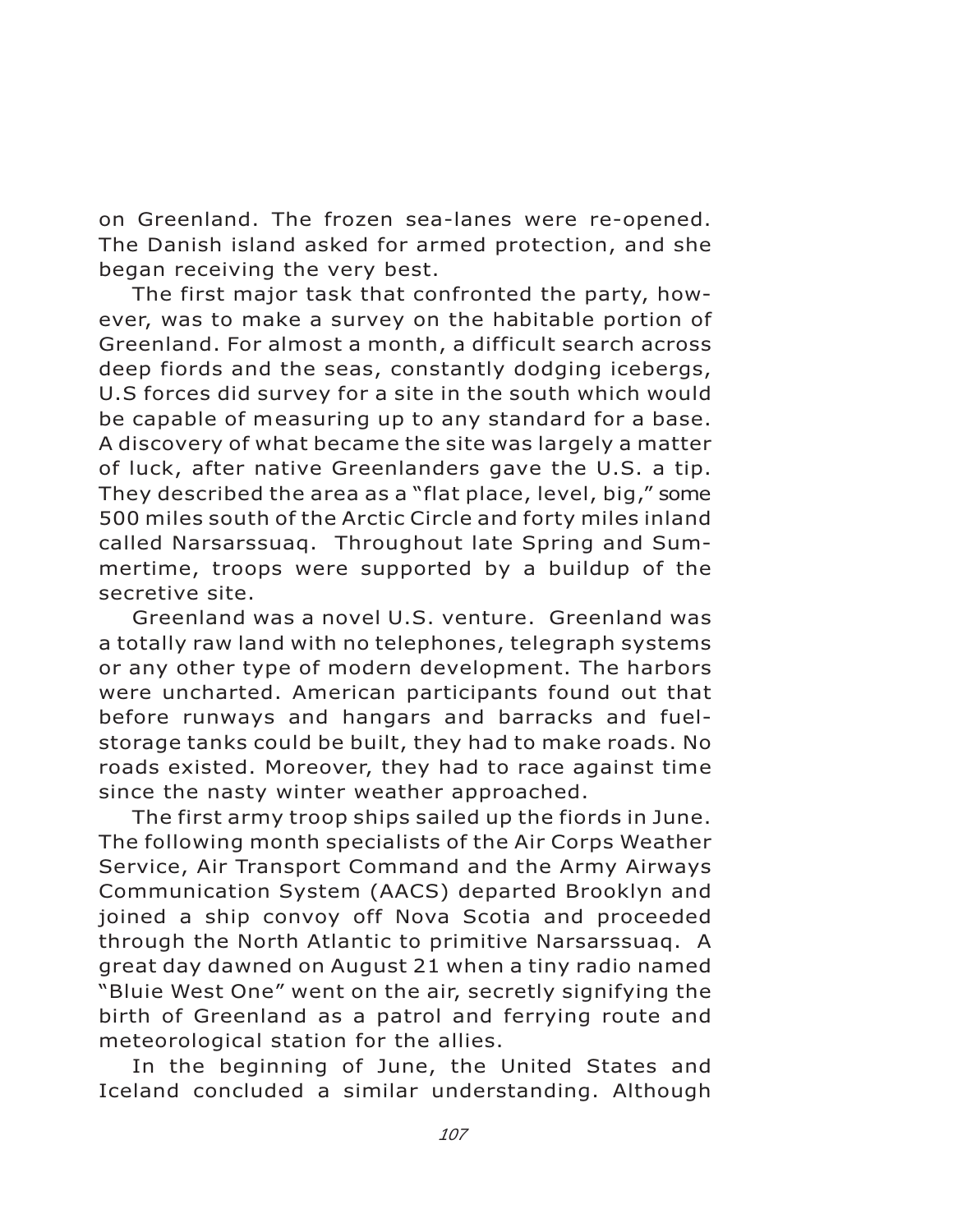on Greenland. The frozen sea-lanes were re-opened. The Danish island asked for armed protection, and she began receiving the very best.

The first major task that confronted the party, however, was to make a survey on the habitable portion of Greenland. For almost a month, a difficult search across deep fiords and the seas, constantly dodging icebergs, U.S forces did survey for a site in the south which would be capable of measuring up to any standard for a base. A discovery of what became the site was largely a matter of luck, after native Greenlanders gave the U.S. a tip. They described the area as a "flat place, level, big," some 500 miles south of the Arctic Circle and forty miles inland called Narsarssuaq. Throughout late Spring and Summertime, troops were supported by a buildup of the secretive site.

Greenland was a novel U.S. venture. Greenland was a totally raw land with no telephones, telegraph systems or any other type of modern development. The harbors were uncharted. American participants found out that before runways and hangars and barracks and fuel-storage tanks could be built, they had to make roads. No roads existed. Moreover, they had to race against time since the nasty winter weather approached.

The first army troop ships sailed up the fiords in June. The following month specialists of the Air Corps Weather Service, Air Transport Command and the Army Airways Communication System (AACS) departed Brooklyn and joined a ship convoy off Nova Scotia and proceeded through the North Atlantic to primitive Narsarssuaq. A great day dawned on August 21 when a tiny radio named "Bluie West One" went on the air, secretly signifying the birth of Greenland as a patrol and ferrying route and meteorological station for the allies.

In the beginning of June, the United States and Iceland concluded a similar understanding. Although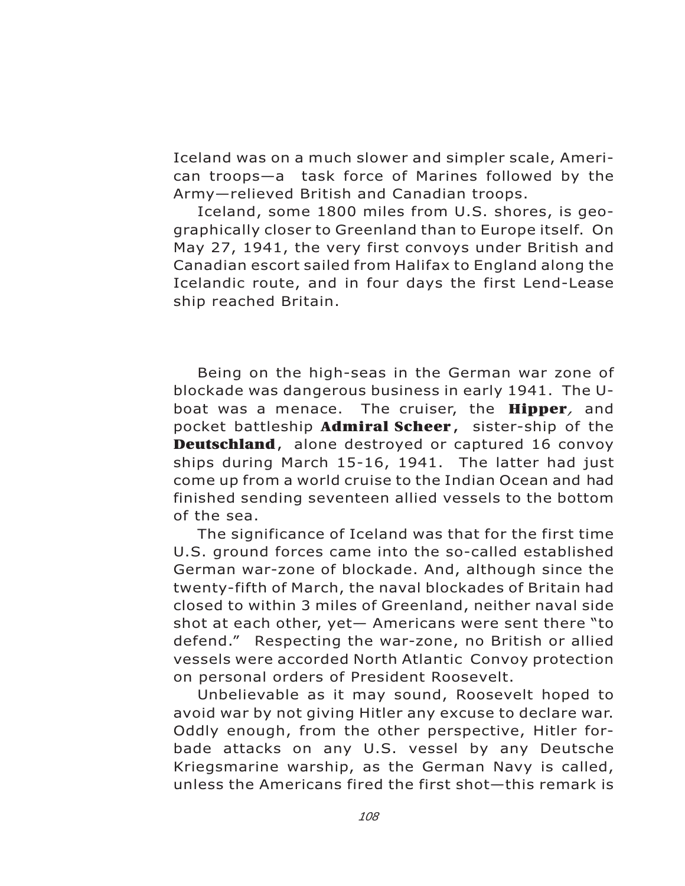Iceland was on a much slower and simpler scale, American troops—a task force of Marines followed by the Army—relieved British and Canadian troops.

Iceland, some 1800 miles from U.S. shores, is geographically closer to Greenland than to Europe itself. On May 27, 1941, the very first convoys under British and Canadian escort sailed from Halifax to England along the Icelandic route, and in four days the first Lend-Lease ship reached Britain.

Being on the high-seas in the German war zone of blockade was dangerous business in early 1941. The U-boat was a menace. The cruiser, the **Hipper**, and pocket battleship **Admiral Scheer**, sister-ship of the **Deutschland**, alone destroyed or captured 16 convoy ships during March 15-16, 1941. The latter had just come up from a world cruise to the Indian Ocean and had finished sending seventeen allied vessels to the bottom of the sea.

The significance of Iceland was that for the first time U.S. ground forces came into the so-called established German war-zone of blockade. And, although since the twenty-fifth of March, the naval blockades of Britain had closed to within 3 miles of Greenland, neither naval side shot at each other, yet— Americans were sent there "to defend." Respecting the war-zone, no British or allied vessels were accorded North Atlantic Convoy protection on personal orders of President Roosevelt.

Unbelievable as it may sound, Roosevelt hoped to avoid war by not giving Hitler any excuse to declare war. Oddly enough, from the other perspective, Hitler forbade attacks on any U.S. vessel by any Deutsche Kriegsmarine warship, as the German Navy is called, unless the Americans fired the first shot—this remark is